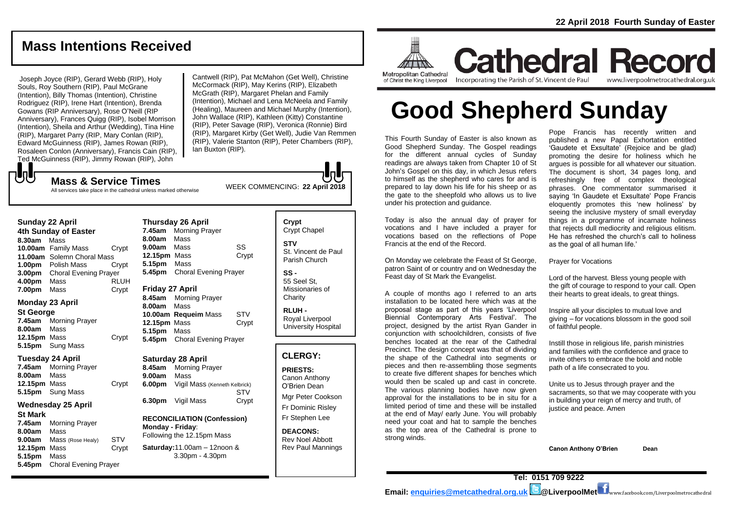22 April 2018 Fourth Sunday of Easter

# Mass Intentions Received

Joseph Joyce (RIP), Gerard Webb (RIP), Holy Souls, Roy Southern (RIP), Paul McGrane (Intention), Billy Thomas (Intention), Christine Rodriguez (RIP), Irene Hart (Intention), Brenda Gowans (RIP Anniversary), Rose O'Neill (RIP Anniversary), Frances Quigg (RIP), Isobel Morrison (Intention), Sheila and Arthur (Wedding), Tina Hine (RIP), Margaret Parry (RIP, Mary Conlan (RIP), Edward McGuinness (RIP), James Rowan (RIP), Rosaleen Conlon (Anniversary), Francis Cain (RIP), Ted McGuinness (RIP), Jimmy Rowan (RIP), John Cantwell (RIP), Pat McMahon (Get Well), Christine McCormack (RIP), May Kerins (RIP), Elizabeth McGrath (RIP), Margaret Phelan and Family (Intention), Michael and Lena McNeela and Family (Healing), Maureen and Michael Murphy (Intention), John Wallace (RIP), Kathleen (Kitty) Constantine (RIP), Peter Savage (RIP), Veronica (Ronnie) Bird (RIP), Margaret Kirby (Get Well), Judie Van Remmen (RIP), Valerie Stanton (RIP), Peter Chambers (RIP), Ian Buxton (RIP).

## Mass & Service Times

All services take place in the cathedral unless marked otherwise

WEEK COMMENCING: **22 April 2018**

### Sunday 22 April
**4th Sunday of Easter**

| | | |
|---|---|---|
| **8.30am** | Mass | |
| **10.00am** | Family Mass | Crypt |
| **11.00am** | Solemn Choral Mass | |
| **1.00pm** | Polish Mass | Crypt |
| **3.00pm** | Choral Evening Prayer | |
| **4.00pm** | Mass | RLUH |
| **7.00pm** | Mass | Crypt |

### Monday 23 April
**St George**

| | | |
|---|---|---|
| **7.45am** | Morning Prayer | |
| **8.00am** | Mass | |
| **12.15pm** | Mass | Crypt |
| **5.15pm** | Sung Mass | |

### Tuesday 24 April

| | | |
|---|---|---|
| **7.45am** | Morning Prayer | |
| **8.00am** | Mass | |
| **12.15pm** | Mass | Crypt |
| **5.15pm** | Sung Mass | |

### Wednesday 25 April
**St Mark**

| | | |
|---|---|---|
| **7.45am** | Morning Prayer | |
| **8.00am** | Mass | |
| **9.00am** | Mass (Rose Healy) | STV |
| **12.15pm** | Mass | Crypt |
| **5.15pm** | Mass | |
| **5.45pm** | Choral Evening Prayer | |

### Thursday 26 April

| | | |
|---|---|---|
| **7.45am** | Morning Prayer | |
| **8.00am** | Mass | |
| **9.00am** | Mass | SS |
| **12.15pm** | Mass | Crypt |
| **5.15pm** | Mass | |
| **5.45pm** | Choral Evening Prayer | |

### Friday 27 April

| | | |
|---|---|---|
| **8.45am** | Morning Prayer | |
| **8.00am** | Mass | |
| **10.00am** | **Requeim** Mass | STV |
| **12.15pm** | Mass | Crypt |
| **5.15pm** | Mass | |
| **5.45pm** | Choral Evening Prayer | |

### Saturday 28 April

| | | |
|---|---|---|
| **8.45am** | Morning Prayer | |
| **9.00am** | Mass | |
| **6.00pm** | Vigil Mass (Kenneth Kelbrick) | STV |
| **6.30pm** | Vigil Mass | Crypt |

**RECONCILIATION (Confession)**
**Monday - Friday**: Following the 12.15pm Mass
**Saturday:** 11.00am – 12noon & 3.30pm - 4.30pm

**Crypt** Crypt Chapel
**STV** St. Vincent de Paul Parish Church
**SS -** 55 Seel St, Missionaries of Charity
**RLUH -** Royal Liverpool University Hospital

## CLERGY:

**PRIESTS:**
Canon Anthony O'Brien Dean
Mgr Peter Cookson
Fr Dominic Risley
Fr Stephen Lee

**DEACONS:**
Rev Noel Abbott
Rev Paul Mannings

Metropolitan Cathedral of Christ the King Liverpool

# Cathedral Record

Incorporating the Parish of St. Vincent de Paul — www.liverpoolmetrocathedral.org.uk

# Good Shepherd Sunday

This Fourth Sunday of Easter is also known as Good Shepherd Sunday. The Gospel readings for the different annual cycles of Sunday readings are always taken from Chapter 10 of St John's Gospel on this day, in which Jesus refers to himself as the shepherd who cares for and is prepared to lay down his life for his sheep or as the gate to the sheepfold who allows us to live under his protection and guidance.

Today is also the annual day of prayer for vocations and I have included a prayer for vocations based on the reflections of Pope Francis at the end of the Record.

On Monday we celebrate the Feast of St George, patron Saint of or country and on Wednesday the Feast day of St Mark the Evangelist.

A couple of months ago I referred to an arts installation to be located here which was at the proposal stage as part of this years 'Liverpool Biennial Contemporary Arts Festival'. The project, designed by the artist Ryan Gander in conjunction with schoolchildren, consists of five benches located at the rear of the Cathedral Precinct. The design concept was that of dividing the shape of the Cathedral into segments or pieces and then re-assembling those segments to create five different shapes for benches which would then be scaled up and cast in concrete. The various planning bodies have now given approval for the installations to be in situ for a limited period of time and these will be installed at the end of May/ early June. You will probably need your coat and hat to sample the benches as the top area of the Cathedral is prone to strong winds.

Pope Francis has recently written and published a new Papal Exhortation entitled 'Gaudete et Exsultate' (Rejoice and be glad) promoting the desire for holiness which he argues is possible for all whatever our situation. The document is short, 34 pages long, and refreshingly free of complex theological phrases. One commentator summarised it saying 'In Gaudete et Exsultate' Pope Francis eloquently promotes this 'new holiness' by seeing the inclusive mystery of small everyday things in a programme of incarnate holiness that rejects dull mediocrity and religious elitism. He has refreshed the church's call to holiness as the goal of all human life.'

Prayer for Vocations

Lord of the harvest. Bless young people with the gift of courage to respond to your call. Open their hearts to great ideals, to great things.

Inspire all your disciples to mutual love and giving – for vocations blossom in the good soil of faithful people.

Instill those in religious life, parish ministries and families with the confidence and grace to invite others to embrace the bold and noble path of a life consecrated to you.

Unite us to Jesus through prayer and the sacraments, so that we may cooperate with you in building your reign of mercy and truth, of justice and peace. Amen

**Canon Anthony O'Brien Dean**

**Tel: 0151 709 9222**
**Email: enquiries@metcathedral.org.uk @LiverpoolMet** www.facebook.com/Liverpoolmetrocathedral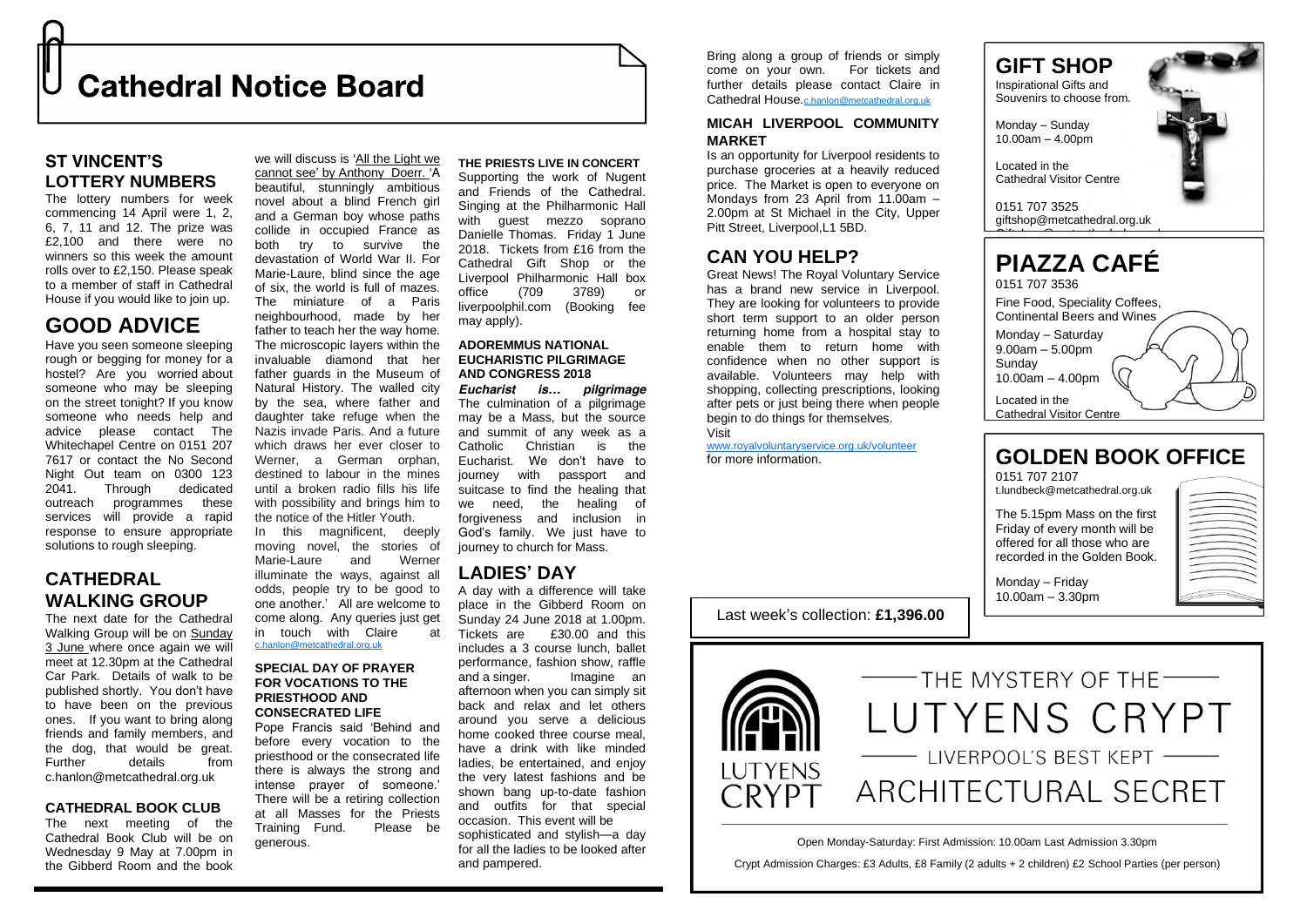# Cathedral Notice Board

## ST VINCENT'S LOTTERY NUMBERS

The lottery numbers for week commencing 14 April were 1, 2, 6, 7, 11 and 12. The prize was £2,100 and there were no winners so this week the amount rolls over to £2,150. Please speak to a member of staff in Cathedral House if you would like to join up.

## GOOD ADVICE

Have you seen someone sleeping rough or begging for money for a hostel? Are you worried about someone who may be sleeping on the street tonight? If you know someone who needs help and advice please contact The Whitechapel Centre on 0151 207 7617 or contact the No Second Night Out team on 0300 123 2041. Through dedicated outreach programmes these services will provide a rapid response to ensure appropriate solutions to rough sleeping.

## CATHEDRAL WALKING GROUP

The next date for the Cathedral Walking Group will be on Sunday 3 June where once again we will meet at 12.30pm at the Cathedral Car Park. Details of walk to be published shortly. You don't have to have been on the previous ones. If you want to bring along friends and family members, and the dog, that would be great. Further details from c.hanlon@metcathedral.org.uk

### CATHEDRAL BOOK CLUB

The next meeting of the Cathedral Book Club will be on Wednesday 9 May at 7.00pm in the Gibberd Room and the book we will discuss is 'All the Light we cannot see' by Anthony Doerr. 'A beautiful, stunningly ambitious novel about a blind French girl and a German boy whose paths collide in occupied France as both try to survive the devastation of World War II. For Marie-Laure, blind since the age of six, the world is full of mazes. The miniature of a Paris neighbourhood, made by her father to teach her the way home. The microscopic layers within the invaluable diamond that her father guards in the Museum of Natural History. The walled city by the sea, where father and daughter take refuge when the Nazis invade Paris. And a future which draws her ever closer to Werner, a German orphan, destined to labour in the mines until a broken radio fills his life with possibility and brings him to the notice of the Hitler Youth.

In this magnificent, deeply moving novel, the stories of Marie-Laure and Werner illuminate the ways, against all odds, people try to be good to one another.' All are welcome to come along. Any queries just get in touch with Claire at c.hanlon@metcathedral.org.uk

### SPECIAL DAY OF PRAYER FOR VOCATIONS TO THE PRIESTHOOD AND CONSECRATED LIFE

Pope Francis said 'Behind and before every vocation to the priesthood or the consecrated life there is always the strong and intense prayer of someone.' There will be a retiring collection at all Masses for the Priests Training Fund. Please be generous.

### THE PRIESTS LIVE IN CONCERT

Supporting the work of Nugent and Friends of the Cathedral. Singing at the Philharmonic Hall with guest mezzo soprano Danielle Thomas. Friday 1 June 2018. Tickets from £16 from the Cathedral Gift Shop or the Liverpool Philharmonic Hall box office (709 3789) or liverpoolphil.com (Booking fee may apply).

### ADOREMMUS NATIONAL EUCHARISTIC PILGRIMAGE AND CONGRESS 2018

***Eucharist is… pilgrimage***
The culmination of a pilgrimage may be a Mass, but the source and summit of any week as a Catholic Christian is the Eucharist. We don't have to journey with passport and suitcase to find the healing that we need, the healing of forgiveness and inclusion in God's family. We just have to journey to church for Mass.

## LADIES' DAY

A day with a difference will take place in the Gibberd Room on Sunday 24 June 2018 at 1.00pm. Tickets are £30.00 and this includes a 3 course lunch, ballet performance, fashion show, raffle and a singer. Imagine an afternoon when you can simply sit back and relax and let others around you serve a delicious home cooked three course meal, have a drink with like minded ladies, be entertained, and enjoy the very latest fashions and be shown bang up-to-date fashion and outfits for that special occasion. This event will be sophisticated and stylish—a day for all the ladies to be looked after and pampered.

Bring along a group of friends or simply come on your own. For tickets and further details please contact Claire in Cathedral House. c.hanlon@metcathedral.org.uk

### MICAH LIVERPOOL COMMUNITY MARKET

Is an opportunity for Liverpool residents to purchase groceries at a heavily reduced price. The Market is open to everyone on Mondays from 23 April from 11.00am – 2.00pm at St Michael in the City, Upper Pitt Street, Liverpool, L1 5BD.

## CAN YOU HELP?

Great News! The Royal Voluntary Service has a brand new service in Liverpool. They are looking for volunteers to provide short term support to an older person returning home from a hospital stay to enable them to return home with confidence when no other support is available. Volunteers may help with shopping, collecting prescriptions, looking after pets or just being there when people begin to do things for themselves.
Visit
www.royalvoluntaryservice.org.uk/volunteer
for more information.

Last week's collection: **£1,396.00**

## GIFT SHOP

Inspirational Gifts and Souvenirs to choose from.

Monday – Sunday
10.00am – 4.00pm

Located in the Cathedral Visitor Centre

0151 707 3525
giftshop@metcathedral.org.uk

## PIAZZA CAFÉ

0151 707 3536

Fine Food, Speciality Coffees, Continental Beers and Wines

Monday – Saturday
9.00am – 5.00pm
Sunday
10.00am – 4.00pm

Located in the Cathedral Visitor Centre

## GOLDEN BOOK OFFICE

0151 707 2107
t.lundbeck@metcathedral.org.uk

The 5.15pm Mass on the first Friday of every month will be offered for all those who are recorded in the Golden Book.

Monday – Friday
10.00am – 3.30pm

## THE MYSTERY OF THE LUTYENS CRYPT

LUTYENS CRYPT

LIVERPOOL'S BEST KEPT ARCHITECTURAL SECRET

Open Monday-Saturday: First Admission: 10.00am Last Admission 3.30pm

Crypt Admission Charges: £3 Adults, £8 Family (2 adults + 2 children) £2 School Parties (per person)